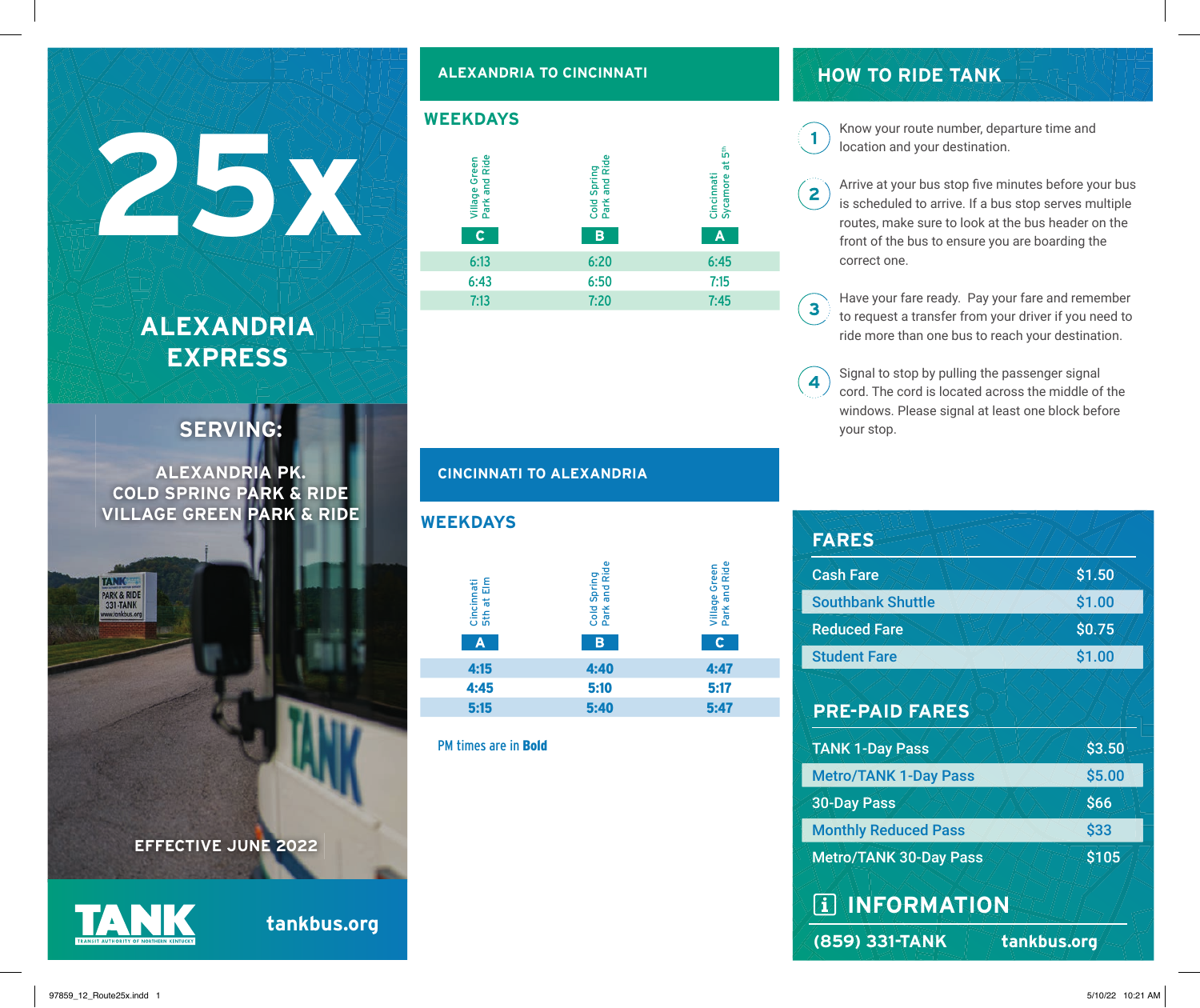# 25x

## ALEXANDRIA EXPRESS

### SERVING:

ALEXANDRIA PK.
COLD SPRING PARK & RIDE
VILLAGE GREEN PARK & RIDE

EFFECTIVE JUNE 2022

TANK — TRANSIT AUTHORITY OF NORTHERN KENTUCKY

tankbus.org

## ALEXANDRIA TO CINCINNATI

### WEEKDAYS

| Village Green Park and Ride (C) | Cold Spring Park and Ride (B) | Cincinnati Sycamore at 5th (A) |
|---|---|---|
| 6:13 | 6:20 | 6:45 |
| 6:43 | 6:50 | 7:15 |
| 7:13 | 7:20 | 7:45 |

## CINCINNATI TO ALEXANDRIA

### WEEKDAYS

| Cincinnati 5th at Elm (A) | Cold Spring Park and Ride (B) | Village Green Park and Ride (C) |
|---|---|---|
| **4:15** | **4:40** | **4:47** |
| **4:45** | **5:10** | **5:17** |
| **5:15** | **5:40** | **5:47** |

PM times are in **Bold**

## HOW TO RIDE TANK

1. Know your route number, departure time and location and your destination.
2. Arrive at your bus stop five minutes before your bus is scheduled to arrive. If a bus stop serves multiple routes, make sure to look at the bus header on the front of the bus to ensure you are boarding the correct one.
3. Have your fare ready. Pay your fare and remember to request a transfer from your driver if you need to ride more than one bus to reach your destination.
4. Signal to stop by pulling the passenger signal cord. The cord is located across the middle of the windows. Please signal at least one block before your stop.

## FARES

| Fare | Price |
|---|---|
| Cash Fare | $1.50 |
| Southbank Shuttle | $1.00 |
| Reduced Fare | $0.75 |
| Student Fare | $1.00 |

## PRE-PAID FARES

| Pass | Price |
|---|---|
| TANK 1-Day Pass | $3.50 |
| Metro/TANK 1-Day Pass | $5.00 |
| 30-Day Pass | $66 |
| Monthly Reduced Pass | $33 |
| Metro/TANK 30-Day Pass | $105 |

## INFORMATION

(859) 331-TANK  tankbus.org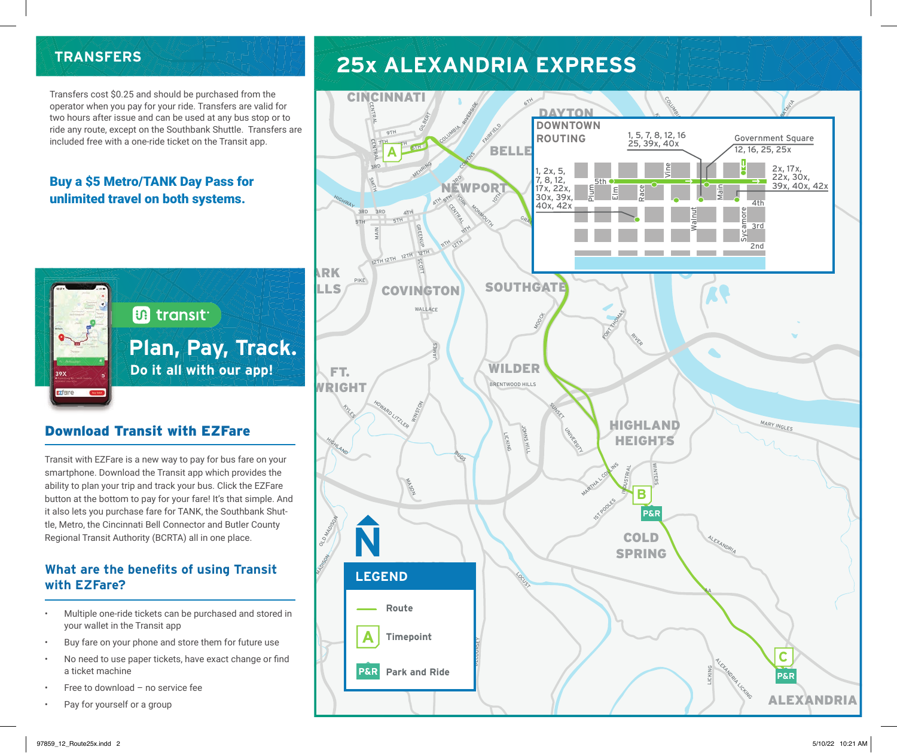## TRANSFERS

Transfers cost $0.25 and should be purchased from the operator when you pay for your ride. Transfers are valid for two hours after issue and can be used at any bus stop or to ride any route, except on the Southbank Shuttle. Transfers are included free with a one-ride ticket on the Transit app.

**Buy a $5 Metro/TANK Day Pass for unlimited travel on both systems.**

transit

**Plan, Pay, Track.**

**Do it all with our app!**

## Download Transit with EZFare

Transit with EZFare is a new way to pay for bus fare on your smartphone. Download the Transit app which provides the ability to plan your trip and track your bus. Click the EZFare button at the bottom to pay for your fare! It's that simple. And it also lets you purchase fare for TANK, the Southbank Shuttle, Metro, the Cincinnati Bell Connector and Butler County Regional Transit Authority (BCRTA) all in one place.

## What are the benefits of using Transit with EZFare?

- Multiple one-ride tickets can be purchased and stored in your wallet in the Transit app
- Buy fare on your phone and store them for future use
- No need to use paper tickets, have exact change or find a ticket machine
- Free to download – no service fee
- Pay for yourself or a group

# 25x ALEXANDRIA EXPRESS

CINCINNATI
NEWPORT
COVINGTON
SOUTHGATE
WILDER
FT. WRIGHT
HIGHLAND HEIGHTS
COLD SPRING
ALEXANDRIA
DAYTON
BELLE

DOWNTOWN ROUTING

1, 5, 7, 8, 12, 16
25, 39x, 40x

Government Square
12, 16, 25, 25x

1, 2x, 5, 7, 8, 12, 17x, 22x, 30x, 39x, 40x, 42x

2x, 17x, 22x, 30x, 39x, 40x, 42x

5th, 4th, 3rd, 2nd, Plum, Elm, Race, Vine, Walnut, Main, Sycamore

LEGEND

Route

A Timepoint

P&R Park and Ride